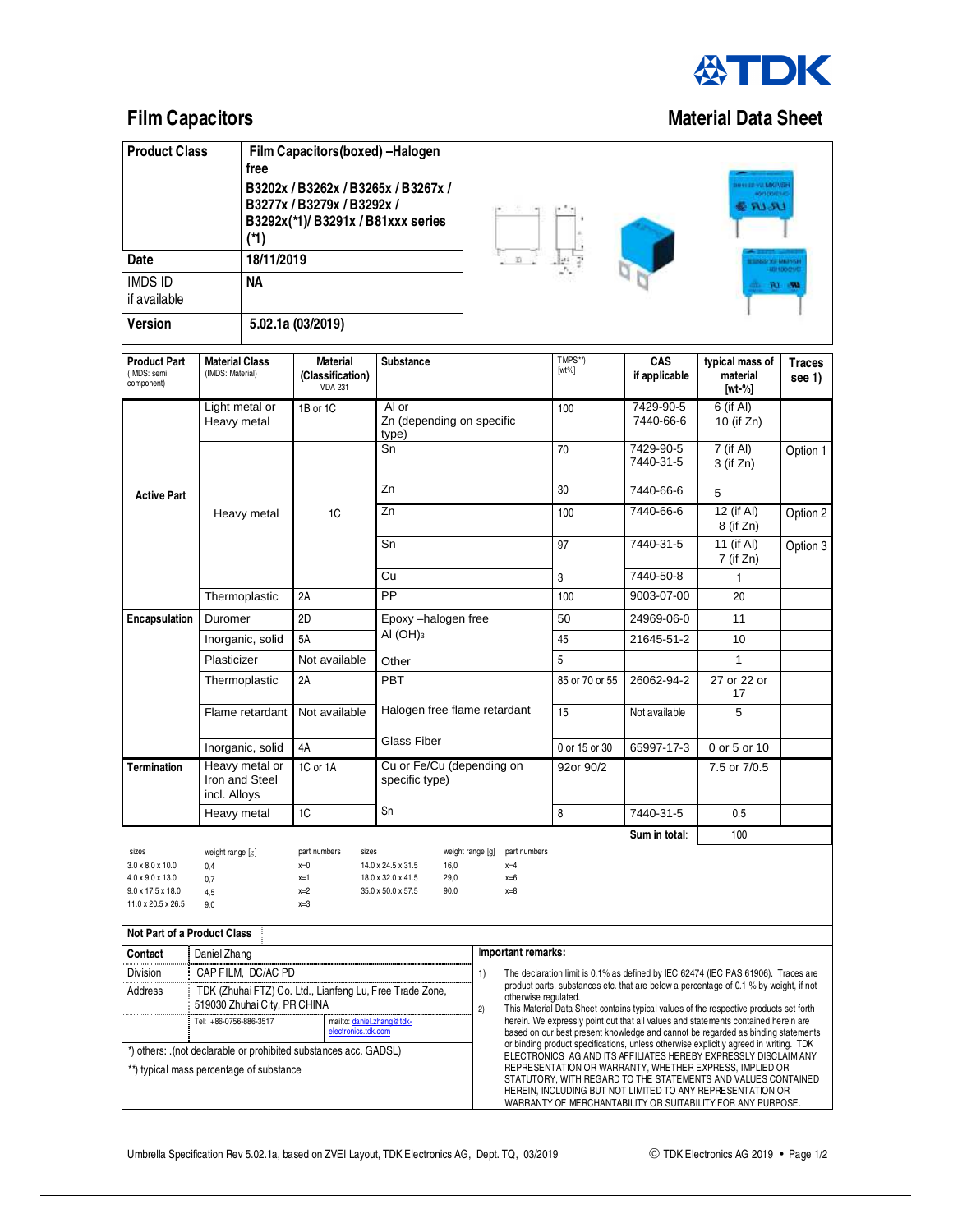# Film Capacitors

## Material Data Sheet

| | |
|---|---|
| **Product Class** | **Film Capacitors(boxed) –Halogen free B3202x / B3262x / B3265x / B3267x / B3277x / B3279x / B3292x / B3292x(*1)/ B3291x / B81xxx series (*1)** |
| **Date** | **18/11/2019** |
| IMDS ID if available | **NA** |
| **Version** | **5.02.1a (03/2019)** |

| Product Part (IMDS: semi component) | Material Class (IMDS: Material) | Material (Classification) VDA 231 | Substance | TMPS**) [wt%] | CAS if applicable | typical mass of material [wt-%] | Traces see 1) |
|---|---|---|---|---|---|---|---|
| **Active Part** | Light metal or Heavy metal | 1B or 1C | Al or Zn (depending on specific type) | 100 | 7429-90-5 7440-66-6 | 6 (if Al) 10 (if Zn) | |
| | Heavy metal | 1C | Sn | 70 | 7429-90-5 7440-31-5 | 7 (if Al) 3 (if Zn) | Option 1 |
| | | | Zn | 30 | 7440-66-6 | 5 | |
| | | | Zn | 100 | 7440-66-6 | 12 (if Al) 8 (if Zn) | Option 2 |
| | | | Sn | 97 | 7440-31-5 | 11 (if Al) 7 (if Zn) | Option 3 |
| | | | Cu | 3 | 7440-50-8 | 1 | |
| | Thermoplastic | 2A | PP | 100 | 9003-07-00 | 20 | |
| **Encapsulation** | Duromer | 2D | Epoxy –halogen free | 50 | 24969-06-0 | 11 | |
| | Inorganic, solid | 5A | Al (OH)$_3$ | 45 | 21645-51-2 | 10 | |
| | Plasticizer | Not available | Other | 5 | | 1 | |
| | Thermoplastic | 2A | PBT | 85 or 70 or 55 | 26062-94-2 | 27 or 22 or 17 | |
| | Flame retardant | Not available | Halogen free flame retardant | 15 | Not available | 5 | |
| | Inorganic, solid | 4A | Glass Fiber | 0 or 15 or 30 | 65997-17-3 | 0 or 5 or 10 | |
| **Termination** | Heavy metal or Iron and Steel incl. Alloys | 1C or 1A | Cu or Fe/Cu (depending on specific type) | 92or 90/2 | | 7.5 or 7/0.5 | |
| | Heavy metal | 1C | Sn | 8 | 7440-31-5 | 0.5 | |
| | | | | | **Sum in total**: | 100 | |

| sizes | weight range [g] | part numbers | sizes | weight range [g] | part numbers |
|---|---|---|---|---|---|
| 3.0 x 8.0 x 10.0 | 0,4 | x=0 | 14.0 x 24.5 x 31.5 | 16,0 | x=4 |
| 4.0 x 9.0 x 13.0 | 0,7 | x=1 | 18.0 x 32.0 x 41.5 | 29,0 | x=6 |
| 9.0 x 17.5 x 18.0 | 4,5 | x=2 | 35.0 x 50.0 x 57.5 | 90,0 | x=8 |
| 11.0 x 20.5 x 26.5 | 9,0 | x=3 | | | |

**Not Part of a Product Class**

| | |
|---|---|
| **Contact** | Daniel Zhang |
| Division | CAP FILM, DC/AC PD |
| Address | TDK (Zhuhai FTZ) Co. Ltd., Lianfeng Lu, Free Trade Zone, 519030 Zhuhai City, PR CHINA |
| | Tel: +86-0756-886-3517 — mailto: daniel.zhang@tdk-electronics.tdk.com |

*) others: .(not declarable or prohibited substances acc. GADSL)

**) typical mass percentage of substance

**Important remarks:**

1) The declaration limit is 0.1% as defined by IEC 62474 (IEC PAS 61906). Traces are product parts, substances etc. that are below a percentage of 0.1 % by weight, if not otherwise regulated.

2) This Material Data Sheet contains typical values of the respective products set forth herein. We expressly point out that all values and statements contained herein are based on our best present knowledge and cannot be regarded as binding statements or binding product specifications, unless otherwise explicitly agreed in writing. TDK ELECTRONICS AG AND ITS AFFILIATES HEREBY EXPRESSLY DISCLAIM ANY REPRESENTATION OR WARRANTY, WHETHER EXPRESS, IMPLIED OR STATUTORY, WITH REGARD TO THE STATEMENTS AND VALUES CONTAINED HEREIN, INCLUDING BUT NOT LIMITED TO ANY REPRESENTATION OR WARRANTY OF MERCHANTABILITY OR SUITABILITY FOR ANY PURPOSE.

Umbrella Specification Rev 5.02.1a, based on ZVEI Layout, TDK Electronics AG, Dept. TQ, 03/2019

© TDK Electronics AG 2019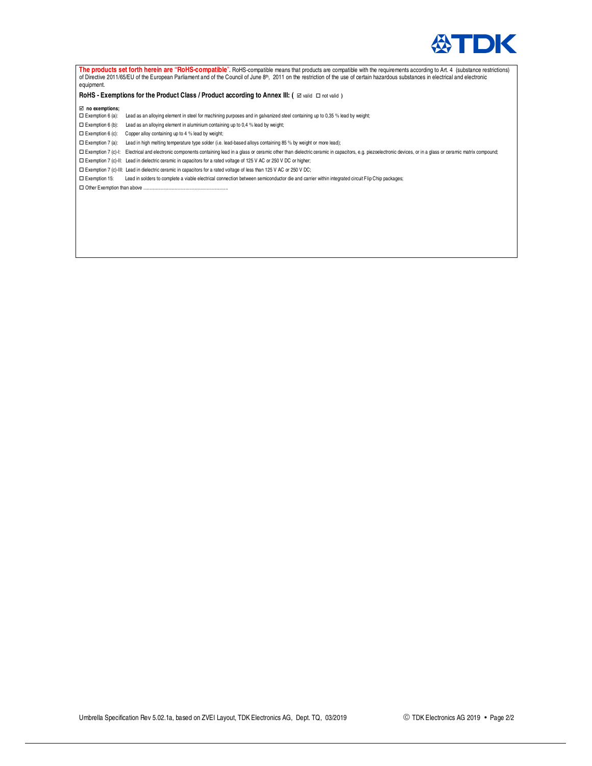**The products set forth herein are "RoHS-compatible".** RoHS-compatible means that products are compatible with the requirements according to Art. 4 (substance restrictions) of Directive 2011/65/EU of the European Parliament and of the Council of June 8th, 2011 on the restriction of the use of certain hazardous substances in electrical and electronic equipment.

**RoHS - Exemptions for the Product Class / Product according to Annex III: (** ☑ valid ☐ not valid **)**

☑ **no exemptions;**

☐ Exemption 6 (a): Lead as an alloying element in steel for machining purposes and in galvanized steel containing up to 0,35 % lead by weight;

☐ Exemption 6 (b): Lead as an alloying element in aluminium containing up to 0,4 % lead by weight;

☐ Exemption 6 (c): Copper alloy containing up to 4 % lead by weight;

☐ Exemption 7 (a): Lead in high melting temperature type solder (i.e. lead-based alloys containing 85 % by weight or more lead);

☐ Exemption 7 (c)-I: Electrical and electronic components containing lead in a glass or ceramic other than dielectric ceramic in capacitors, e.g. piezoelectronic devices, or in a glass or ceramic matrix compound;

☐ Exemption 7 (c)-II: Lead in dielectric ceramic in capacitors for a rated voltage of 125 V AC or 250 V DC or higher;

☐ Exemption 7 (c)-III: Lead in dielectric ceramic in capacitors for a rated voltage of less than 125 V AC or 250 V DC;

☐ Exemption 15: Lead in solders to complete a viable electrical connection between semiconductor die and carrier within integrated circuit Flip Chip packages;

☐ Other Exemption than above ......................................................................

Umbrella Specification Rev 5.02.1a, based on ZVEI Layout, TDK Electronics AG, Dept. TQ, 03/2019

© TDK Electronics AG 2019